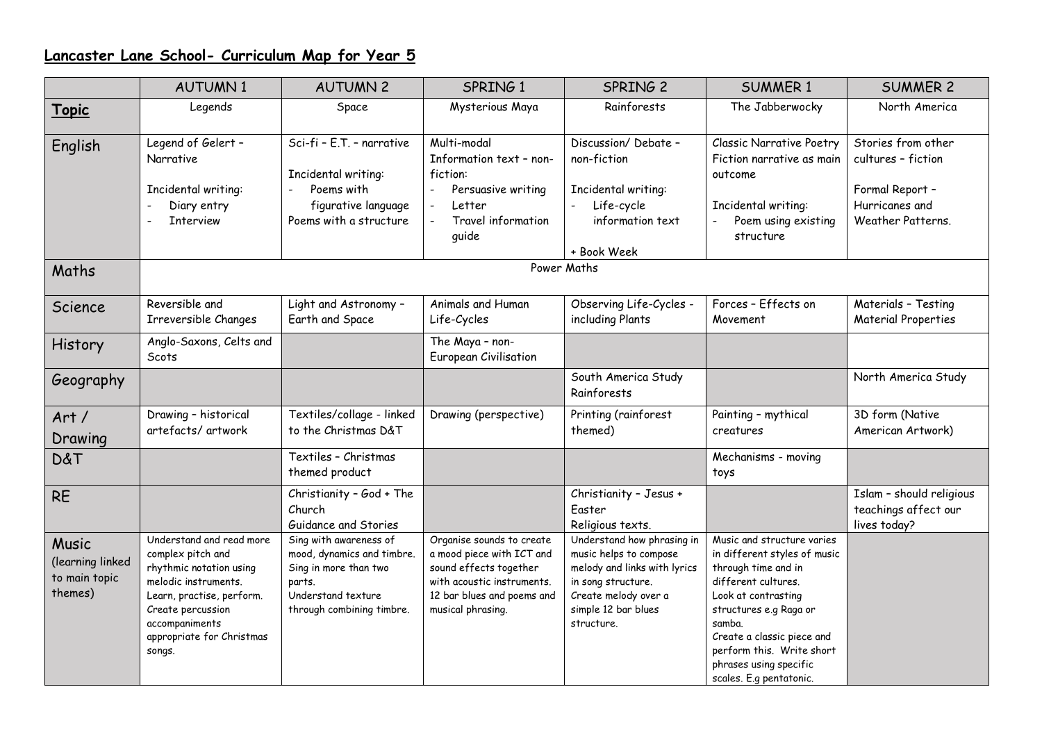# Lancaster Lane School- Curriculum Map for Year 5

| | AUTUMN 1 | AUTUMN 2 | SPRING 1 | SPRING 2 | SUMMER 1 | SUMMER 2 |
|---|---|---|---|---|---|---|
| **Topic** | Legends | Space | Mysterious Maya | Rainforests | The Jabberwocky | North America |
| English | Legend of Gelert – Narrative<br><br>Incidental writing:<br>- Diary entry<br>- Interview | Sci-fi – E.T. – narrative<br><br>Incidental writing:<br>- Poems with figurative language<br>Poems with a structure | Multi-modal Information text – non-fiction:<br>- Persuasive writing<br>- Letter<br>- Travel information guide | Discussion/ Debate – non-fiction<br><br>Incidental writing:<br>- Life-cycle information text<br><br>+ Book Week | Classic Narrative Poetry Fiction narrative as main outcome<br><br>Incidental writing:<br>- Poem using existing structure | Stories from other cultures – fiction<br><br>Formal Report – Hurricanes and Weather Patterns. |
| Maths | Power Maths | | | | | |
| Science | Reversible and Irreversible Changes | Light and Astronomy – Earth and Space | Animals and Human Life-Cycles | Observing Life-Cycles - including Plants | Forces – Effects on Movement | Materials – Testing Material Properties |
| History | Anglo-Saxons, Celts and Scots | | The Maya – non-European Civilisation | | | |
| Geography | | | | South America Study Rainforests | | North America Study |
| Art / Drawing | Drawing – historical artefacts/ artwork | Textiles/collage - linked to the Christmas D&T | Drawing (perspective) | Printing (rainforest themed) | Painting – mythical creatures | 3D form (Native American Artwork) |
| D&T | | Textiles – Christmas themed product | | | Mechanisms - moving toys | |
| RE | | Christianity – God + The Church<br>Guidance and Stories | | Christianity – Jesus + Easter<br>Religious texts. | | Islam – should religious teachings affect our lives today? |
| Music (learning linked to main topic themes) | Understand and read more complex pitch and rhythmic notation using melodic instruments.<br>Learn, practise, perform.<br>Create percussion accompaniments appropriate for Christmas songs. | Sing with awareness of mood, dynamics and timbre.<br>Sing in more than two parts.<br>Understand texture through combining timbre. | Organise sounds to create a mood piece with ICT and sound effects together with acoustic instruments.<br>12 bar blues and poems and musical phrasing. | Understand how phrasing in music helps to compose melody and links with lyrics in song structure.<br>Create melody over a simple 12 bar blues structure. | Music and structure varies in different styles of music through time and in different cultures.<br>Look at contrasting structures e.g Raga or samba.<br>Create a classic piece and perform this. Write short phrases using specific scales. E.g pentatonic. | |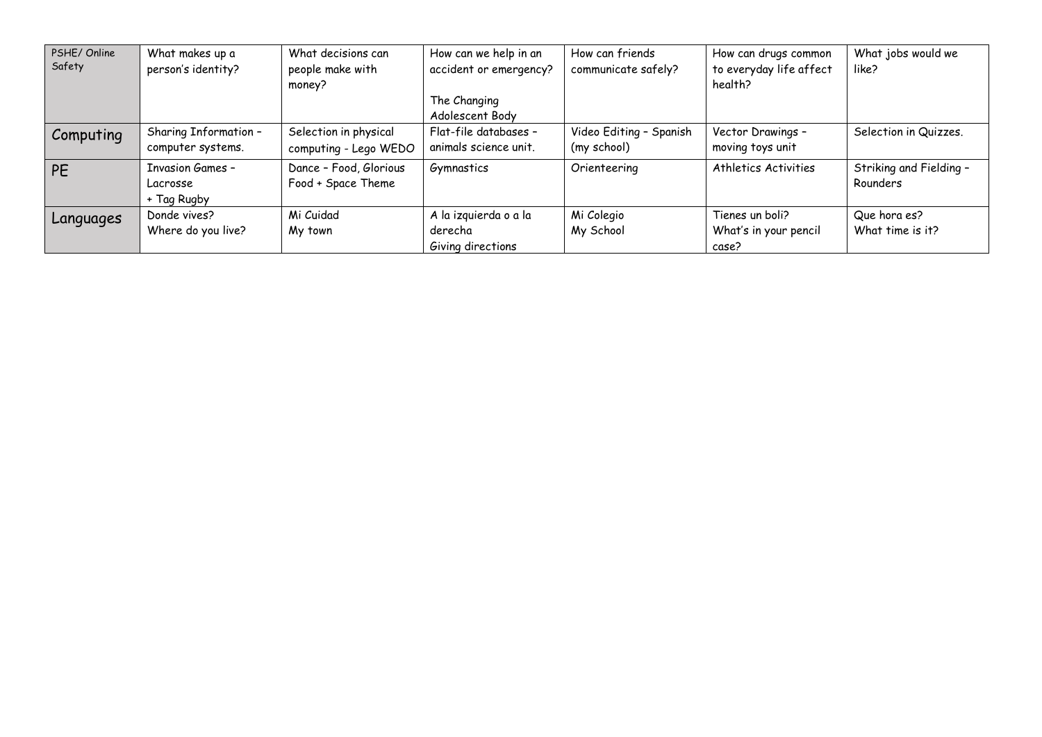| | | | | | | |
|---|---|---|---|---|---|---|
| PSHE/ Online Safety | What makes up a person's identity? | What decisions can people make with money? | How can we help in an accident or emergency?<br><br>The Changing Adolescent Body | How can friends communicate safely? | How can drugs common to everyday life affect health? | What jobs would we like? |
| Computing | Sharing Information – computer systems. | Selection in physical computing - Lego WEDO | Flat-file databases – animals science unit. | Video Editing – Spanish (my school) | Vector Drawings – moving toys unit | Selection in Quizzes. |
| PE | Invasion Games – Lacrosse + Tag Rugby | Dance – Food, Glorious Food + Space Theme | Gymnastics | Orienteering | Athletics Activities | Striking and Fielding – Rounders |
| Languages | Donde vives?<br>Where do you live? | Mi Cuidad<br>My town | A la izquierda o a la derecha<br>Giving directions | Mi Colegio<br>My School | Tienes un boli?<br>What's in your pencil case? | Que hora es?<br>What time is it? |